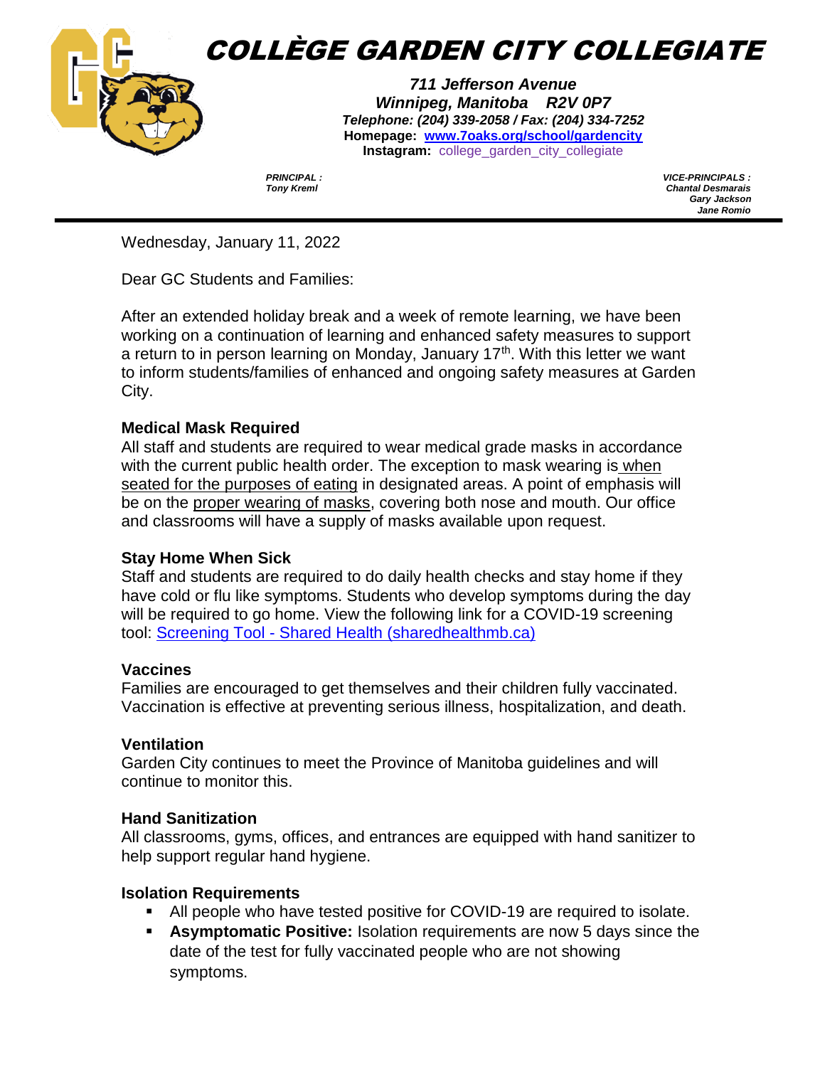# COLLÈGE GARDEN CITY COLLEGIATE

*711 Jefferson Avenue*
*Winnipeg, Manitoba R2V 0P7*
*Telephone: (204) 339-2058 / Fax: (204) 334-7252*
**Homepage:** [www.7oaks.org/school/gardencity](www.7oaks.org/school/gardencity)
**Instagram:** college_garden_city_collegiate

*PRINCIPAL :*
*Tony Kreml*

*VICE-PRINCIPALS :*
*Chantal Desmarais*
*Gary Jackson*
*Jane Romio*

---

Wednesday, January 11, 2022

Dear GC Students and Families:

After an extended holiday break and a week of remote learning, we have been working on a continuation of learning and enhanced safety measures to support a return to in person learning on Monday, January 17th. With this letter we want to inform students/families of enhanced and ongoing safety measures at Garden City.

**Medical Mask Required**

All staff and students are required to wear medical grade masks in accordance with the current public health order. The exception to mask wearing is when seated for the purposes of eating in designated areas. A point of emphasis will be on the proper wearing of masks, covering both nose and mouth. Our office and classrooms will have a supply of masks available upon request.

**Stay Home When Sick**

Staff and students are required to do daily health checks and stay home if they have cold or flu like symptoms. Students who develop symptoms during the day will be required to go home. View the following link for a COVID-19 screening tool: Screening Tool - Shared Health (sharedhealthmb.ca)

**Vaccines**

Families are encouraged to get themselves and their children fully vaccinated. Vaccination is effective at preventing serious illness, hospitalization, and death.

**Ventilation**

Garden City continues to meet the Province of Manitoba guidelines and will continue to monitor this.

**Hand Sanitization**

All classrooms, gyms, offices, and entrances are equipped with hand sanitizer to help support regular hand hygiene.

**Isolation Requirements**

- All people who have tested positive for COVID-19 are required to isolate.
- **Asymptomatic Positive:** Isolation requirements are now 5 days since the date of the test for fully vaccinated people who are not showing symptoms.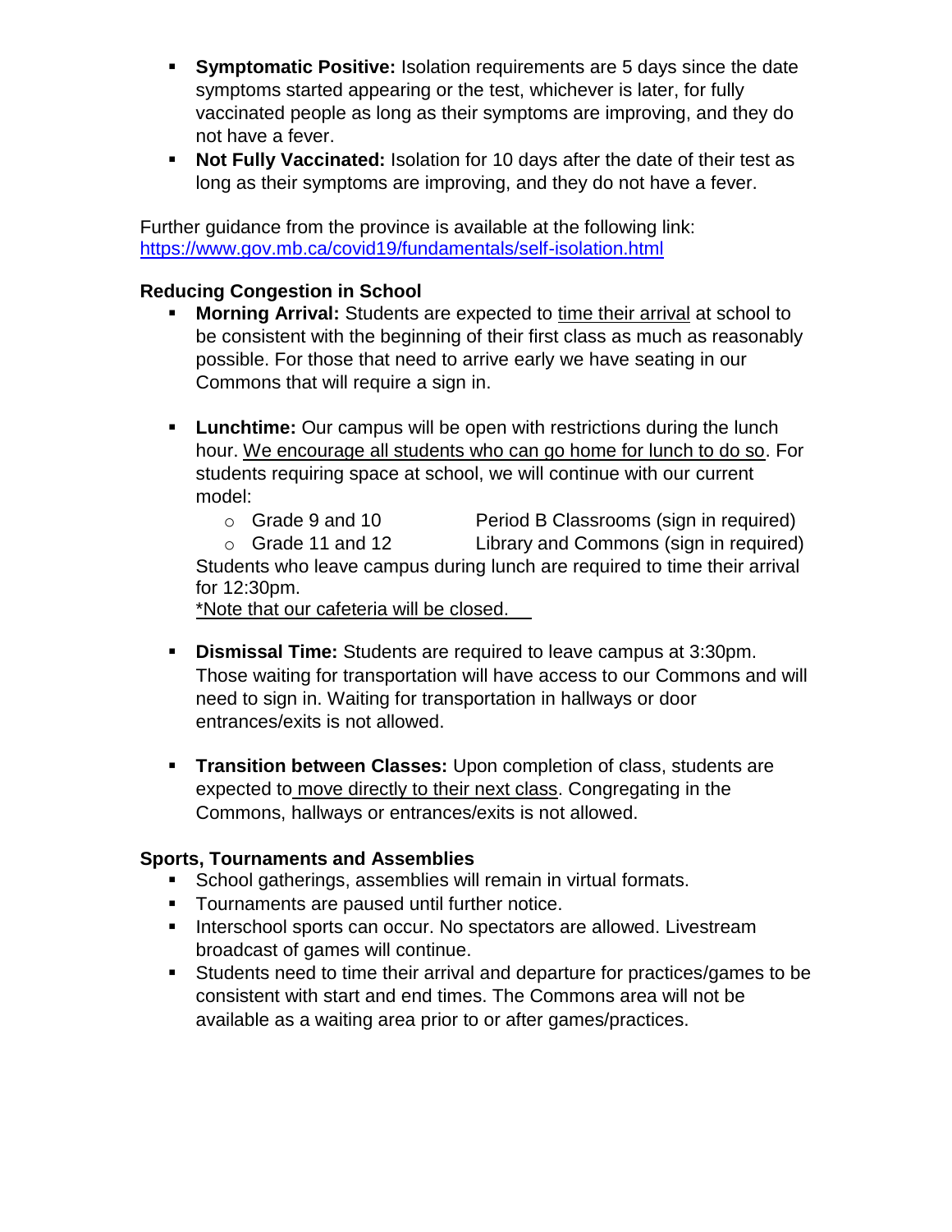- **Symptomatic Positive:** Isolation requirements are 5 days since the date symptoms started appearing or the test, whichever is later, for fully vaccinated people as long as their symptoms are improving, and they do not have a fever.
- **Not Fully Vaccinated:** Isolation for 10 days after the date of their test as long as their symptoms are improving, and they do not have a fever.

Further guidance from the province is available at the following link: https://www.gov.mb.ca/covid19/fundamentals/self-isolation.html

### Reducing Congestion in School

- **Morning Arrival:** Students are expected to time their arrival at school to be consistent with the beginning of their first class as much as reasonably possible. For those that need to arrive early we have seating in our Commons that will require a sign in.

- **Lunchtime:** Our campus will be open with restrictions during the lunch hour. We encourage all students who can go home for lunch to do so. For students requiring space at school, we will continue with our current model:
  - Grade 9 and 10 — Period B Classrooms (sign in required)
  - Grade 11 and 12 — Library and Commons (sign in required)

  Students who leave campus during lunch are required to time their arrival for 12:30pm.
  *Note that our cafeteria will be closed.

- **Dismissal Time:** Students are required to leave campus at 3:30pm. Those waiting for transportation will have access to our Commons and will need to sign in. Waiting for transportation in hallways or door entrances/exits is not allowed.

- **Transition between Classes:** Upon completion of class, students are expected to move directly to their next class. Congregating in the Commons, hallways or entrances/exits is not allowed.

### Sports, Tournaments and Assemblies

- School gatherings, assemblies will remain in virtual formats.
- Tournaments are paused until further notice.
- Interschool sports can occur. No spectators are allowed. Livestream broadcast of games will continue.
- Students need to time their arrival and departure for practices/games to be consistent with start and end times. The Commons area will not be available as a waiting area prior to or after games/practices.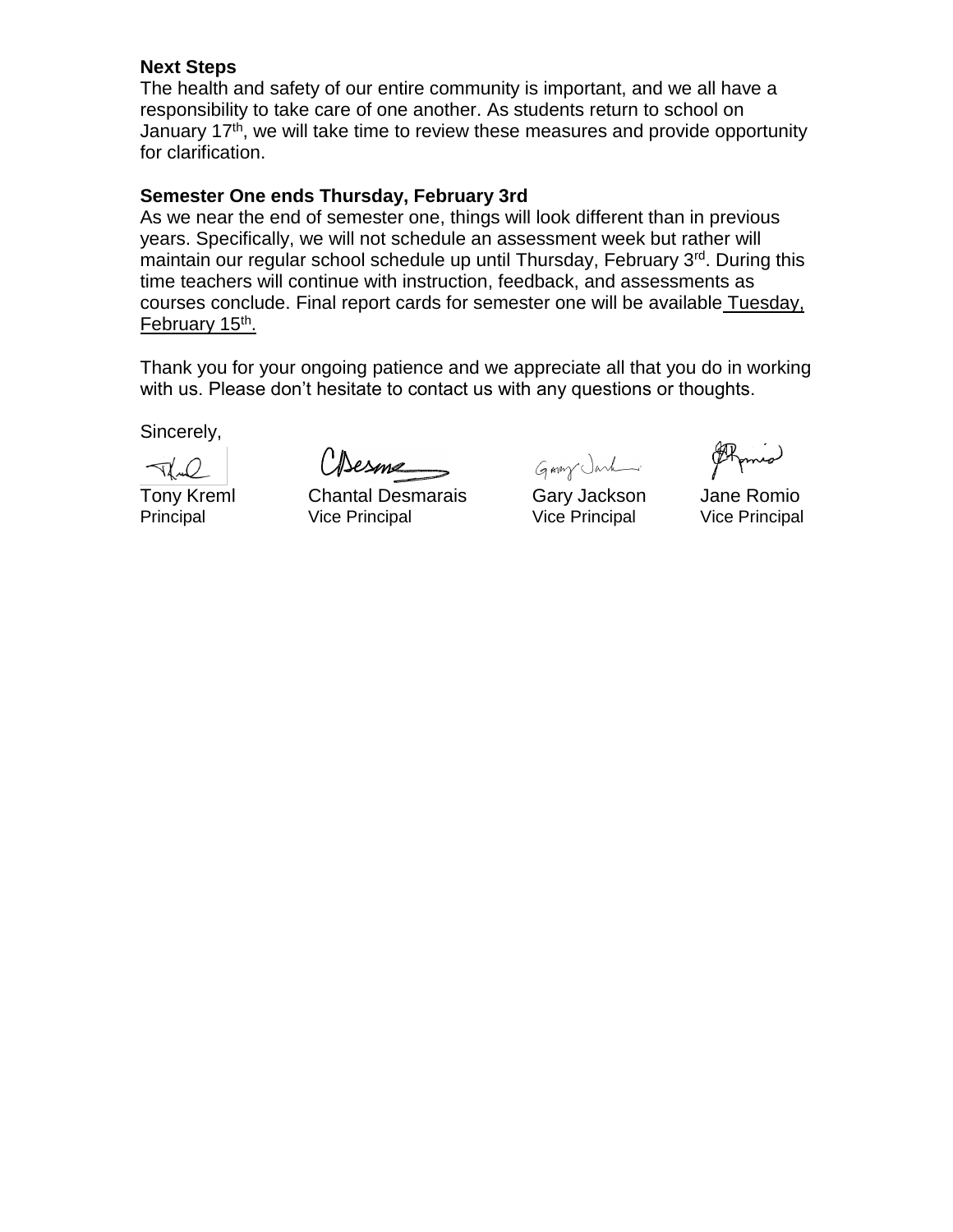**Next Steps**

The health and safety of our entire community is important, and we all have a responsibility to take care of one another. As students return to school on January 17th, we will take time to review these measures and provide opportunity for clarification.

**Semester One ends Thursday, February 3rd**

As we near the end of semester one, things will look different than in previous years. Specifically, we will not schedule an assessment week but rather will maintain our regular school schedule up until Thursday, February 3rd. During this time teachers will continue with instruction, feedback, and assessments as courses conclude. Final report cards for semester one will be available Tuesday, February 15th.

Thank you for your ongoing patience and we appreciate all that you do in working with us. Please don't hesitate to contact us with any questions or thoughts.

Sincerely,

| | | | |
|---|---|---|---|
| Tony Kreml | Chantal Desmarais | Gary Jackson | Jane Romio |
| Principal | Vice Principal | Vice Principal | Vice Principal |